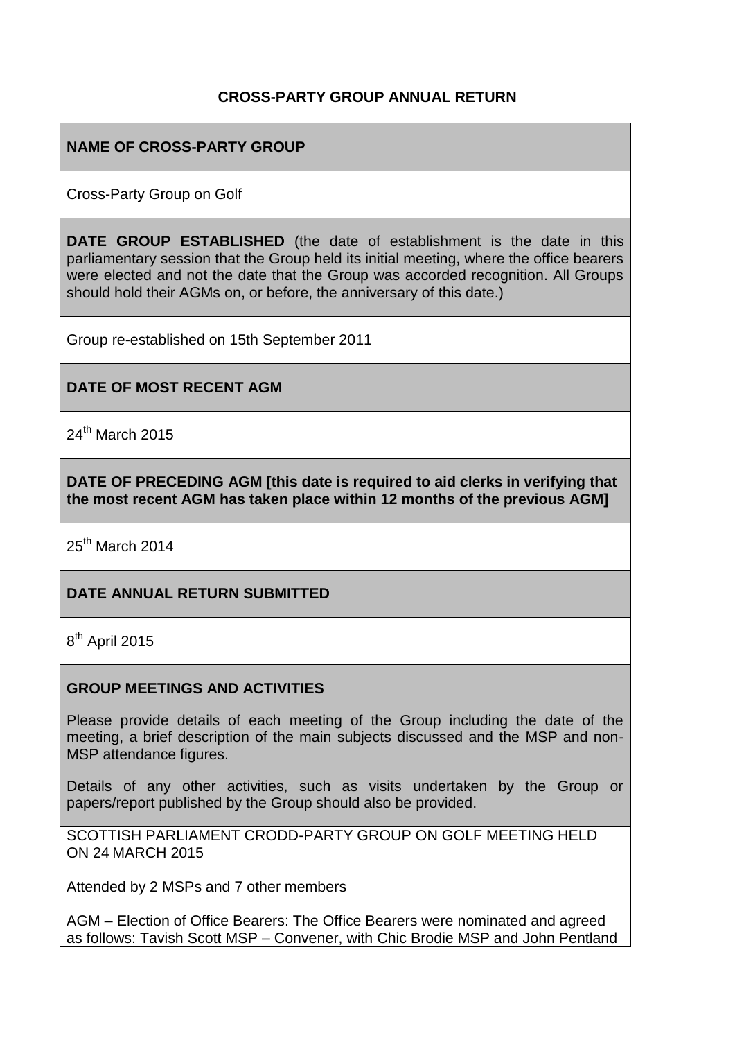# CROSS-PARTY GROUP ANNUAL RETURN

**NAME OF CROSS-PARTY GROUP**

Cross-Party Group on Golf

**DATE GROUP ESTABLISHED** (the date of establishment is the date in this parliamentary session that the Group held its initial meeting, where the office bearers were elected and not the date that the Group was accorded recognition. All Groups should hold their AGMs on, or before, the anniversary of this date.)

Group re-established on 15th September 2011

**DATE OF MOST RECENT AGM**

24th March 2015

**DATE OF PRECEDING AGM [this date is required to aid clerks in verifying that the most recent AGM has taken place within 12 months of the previous AGM]**

25th March 2014

**DATE ANNUAL RETURN SUBMITTED**

8th April 2015

**GROUP MEETINGS AND ACTIVITIES**

Please provide details of each meeting of the Group including the date of the meeting, a brief description of the main subjects discussed and the MSP and non-MSP attendance figures.

Details of any other activities, such as visits undertaken by the Group or papers/report published by the Group should also be provided.

SCOTTISH PARLIAMENT CRODD-PARTY GROUP ON GOLF MEETING HELD ON 24 MARCH 2015

Attended by 2 MSPs and 7 other members

AGM – Election of Office Bearers: The Office Bearers were nominated and agreed as follows: Tavish Scott MSP – Convener, with Chic Brodie MSP and John Pentland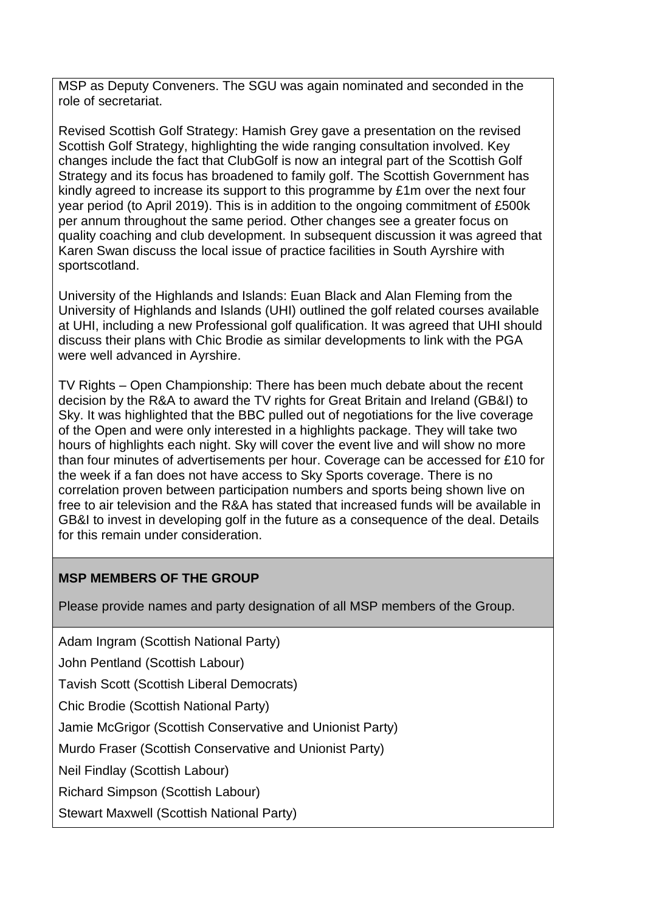MSP as Deputy Conveners. The SGU was again nominated and seconded in the role of secretariat.

Revised Scottish Golf Strategy: Hamish Grey gave a presentation on the revised Scottish Golf Strategy, highlighting the wide ranging consultation involved. Key changes include the fact that ClubGolf is now an integral part of the Scottish Golf Strategy and its focus has broadened to family golf. The Scottish Government has kindly agreed to increase its support to this programme by £1m over the next four year period (to April 2019). This is in addition to the ongoing commitment of £500k per annum throughout the same period. Other changes see a greater focus on quality coaching and club development. In subsequent discussion it was agreed that Karen Swan discuss the local issue of practice facilities in South Ayrshire with sportscotland.

University of the Highlands and Islands: Euan Black and Alan Fleming from the University of Highlands and Islands (UHI) outlined the golf related courses available at UHI, including a new Professional golf qualification. It was agreed that UHI should discuss their plans with Chic Brodie as similar developments to link with the PGA were well advanced in Ayrshire.

TV Rights – Open Championship: There has been much debate about the recent decision by the R&A to award the TV rights for Great Britain and Ireland (GB&I) to Sky. It was highlighted that the BBC pulled out of negotiations for the live coverage of the Open and were only interested in a highlights package. They will take two hours of highlights each night. Sky will cover the event live and will show no more than four minutes of advertisements per hour. Coverage can be accessed for £10 for the week if a fan does not have access to Sky Sports coverage. There is no correlation proven between participation numbers and sports being shown live on free to air television and the R&A has stated that increased funds will be available in GB&I to invest in developing golf in the future as a consequence of the deal. Details for this remain under consideration.

**MSP MEMBERS OF THE GROUP**

Please provide names and party designation of all MSP members of the Group.

Adam Ingram (Scottish National Party)

John Pentland (Scottish Labour)

Tavish Scott (Scottish Liberal Democrats)

Chic Brodie (Scottish National Party)

Jamie McGrigor (Scottish Conservative and Unionist Party)

Murdo Fraser (Scottish Conservative and Unionist Party)

Neil Findlay (Scottish Labour)

Richard Simpson (Scottish Labour)

Stewart Maxwell (Scottish National Party)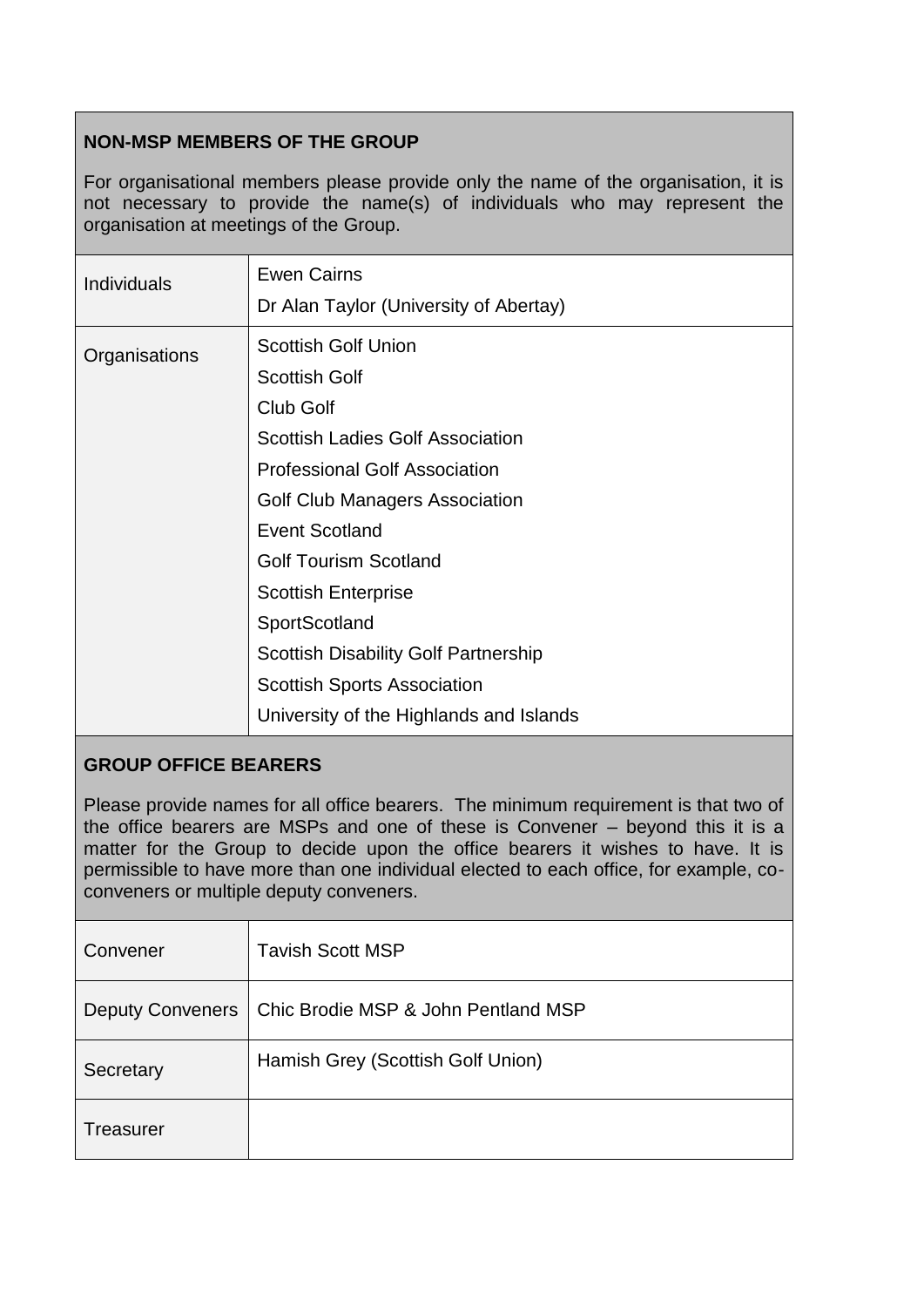## NON-MSP MEMBERS OF THE GROUP

For organisational members please provide only the name of the organisation, it is not necessary to provide the name(s) of individuals who may represent the organisation at meetings of the Group.

| | |
|---|---|
| Individuals | Ewen Cairns<br>Dr Alan Taylor (University of Abertay) |
| Organisations | Scottish Golf Union<br>Scottish Golf<br>Club Golf<br>Scottish Ladies Golf Association<br>Professional Golf Association<br>Golf Club Managers Association<br>Event Scotland<br>Golf Tourism Scotland<br>Scottish Enterprise<br>SportScotland<br>Scottish Disability Golf Partnership<br>Scottish Sports Association<br>University of the Highlands and Islands |

## GROUP OFFICE BEARERS

Please provide names for all office bearers. The minimum requirement is that two of the office bearers are MSPs and one of these is Convener – beyond this it is a matter for the Group to decide upon the office bearers it wishes to have. It is permissible to have more than one individual elected to each office, for example, co-conveners or multiple deputy conveners.

| | |
|---|---|
| Convener | Tavish Scott MSP |
| Deputy Conveners | Chic Brodie MSP & John Pentland MSP |
| Secretary | Hamish Grey (Scottish Golf Union) |
| Treasurer | |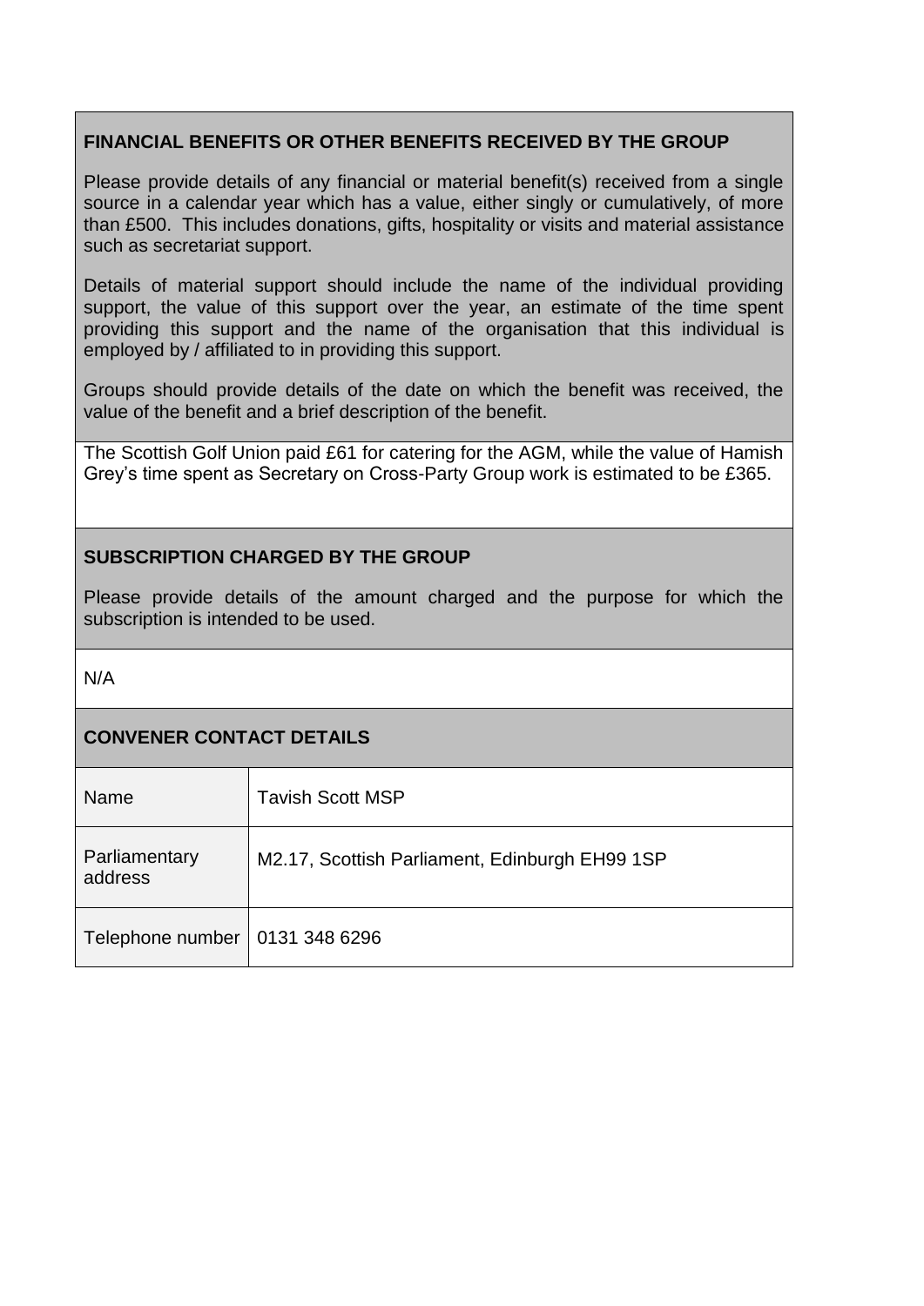**FINANCIAL BENEFITS OR OTHER BENEFITS RECEIVED BY THE GROUP**

Please provide details of any financial or material benefit(s) received from a single source in a calendar year which has a value, either singly or cumulatively, of more than £500. This includes donations, gifts, hospitality or visits and material assistance such as secretariat support.

Details of material support should include the name of the individual providing support, the value of this support over the year, an estimate of the time spent providing this support and the name of the organisation that this individual is employed by / affiliated to in providing this support.

Groups should provide details of the date on which the benefit was received, the value of the benefit and a brief description of the benefit.

The Scottish Golf Union paid £61 for catering for the AGM, while the value of Hamish Grey's time spent as Secretary on Cross-Party Group work is estimated to be £365.

**SUBSCRIPTION CHARGED BY THE GROUP**

Please provide details of the amount charged and the purpose for which the subscription is intended to be used.

N/A

**CONVENER CONTACT DETAILS**

| | |
|---|---|
| Name | Tavish Scott MSP |
| Parliamentary address | M2.17, Scottish Parliament, Edinburgh EH99 1SP |
| Telephone number | 0131 348 6296 |